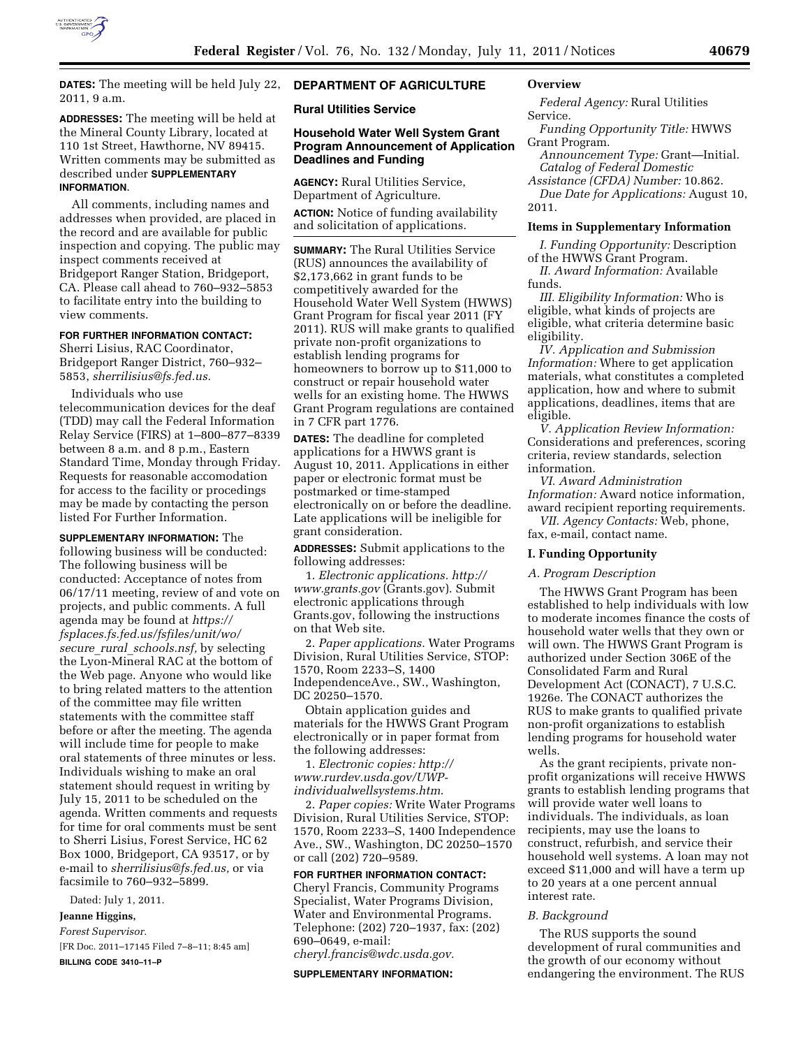**DATES:** The meeting will be held July 22, 2011, 9 a.m.

**ADDRESSES:** The meeting will be held at the Mineral County Library, located at 110 1st Street, Hawthorne, NV 89415. Written comments may be submitted as described under **SUPPLEMENTARY INFORMATION**.

All comments, including names and addresses when provided, are placed in the record and are available for public inspection and copying. The public may inspect comments received at Bridgeport Ranger Station, Bridgeport, CA. Please call ahead to 760–932–5853 to facilitate entry into the building to view comments.

**FOR FURTHER INFORMATION CONTACT:** Sherri Lisius, RAC Coordinator, Bridgeport Ranger District, 760–932–5853, *sherrilisius@fs.fed.us.*

Individuals who use telecommunication devices for the deaf (TDD) may call the Federal Information Relay Service (FIRS) at 1–800–877–8339 between 8 a.m. and 8 p.m., Eastern Standard Time, Monday through Friday. Requests for reasonable accomodation for access to the facility or procedings may be made by contacting the person listed For Further Information.

**SUPPLEMENTARY INFORMATION:** The following business will be conducted: The following business will be conducted: Acceptance of notes from 06/17/11 meeting, review of and vote on projects, and public comments. A full agenda may be found at *https://fsplaces.fs.fed.us/fsfiles/unit/wo/secure_rural_schools.nsf,* by selecting the Lyon-Mineral RAC at the bottom of the Web page. Anyone who would like to bring related matters to the attention of the committee may file written statements with the committee staff before or after the meeting. The agenda will include time for people to make oral statements of three minutes or less. Individuals wishing to make an oral statement should request in writing by July 15, 2011 to be scheduled on the agenda. Written comments and requests for time for oral comments must be sent to Sherri Lisius, Forest Service, HC 62 Box 1000, Bridgeport, CA 93517, or by e-mail to *sherrilisius@fs.fed.us,* or via facsimile to 760–932–5899.

Dated: July 1, 2011.

**Jeanne Higgins,**

*Forest Supervisor.*

[FR Doc. 2011–17145 Filed 7–8–11; 8:45 am]

**BILLING CODE 3410–11–P**

# DEPARTMENT OF AGRICULTURE

## Rural Utilities Service

## Household Water Well System Grant Program Announcement of Application Deadlines and Funding

**AGENCY:** Rural Utilities Service, Department of Agriculture.

**ACTION:** Notice of funding availability and solicitation of applications.

**SUMMARY:** The Rural Utilities Service (RUS) announces the availability of $2,173,662 in grant funds to be competitively awarded for the Household Water Well System (HWWS) Grant Program for fiscal year 2011 (FY 2011). RUS will make grants to qualified private non-profit organizations to establish lending programs for homeowners to borrow up to $11,000 to construct or repair household water wells for an existing home. The HWWS Grant Program regulations are contained in 7 CFR part 1776.

**DATES:** The deadline for completed applications for a HWWS grant is August 10, 2011. Applications in either paper or electronic format must be postmarked or time-stamped electronically on or before the deadline. Late applications will be ineligible for grant consideration.

**ADDRESSES:** Submit applications to the following addresses:

1. *Electronic applications. http://www.grants.gov* (Grants.gov). Submit electronic applications through Grants.gov, following the instructions on that Web site.

2. *Paper applications.* Water Programs Division, Rural Utilities Service, STOP: 1570, Room 2233–S, 1400 IndependenceAve., SW., Washington, DC 20250–1570.

Obtain application guides and materials for the HWWS Grant Program electronically or in paper format from the following addresses:

1. *Electronic copies: http://www.rurdev.usda.gov/UWP-individualwellsystems.htm.*

2. *Paper copies:* Write Water Programs Division, Rural Utilities Service, STOP: 1570, Room 2233–S, 1400 Independence Ave., SW., Washington, DC 20250–1570 or call (202) 720–9589.

**FOR FURTHER INFORMATION CONTACT:** Cheryl Francis, Community Programs Specialist, Water Programs Division, Water and Environmental Programs. Telephone: (202) 720–1937, fax: (202) 690–0649, e-mail: *cheryl.francis@wdc.usda.gov.*

**SUPPLEMENTARY INFORMATION:**

### Overview

*Federal Agency:* Rural Utilities Service.

*Funding Opportunity Title:* HWWS Grant Program.

*Announcement Type:* Grant—Initial.

*Catalog of Federal Domestic Assistance (CFDA) Number:* 10.862.

*Due Date for Applications:* August 10, 2011.

### Items in Supplementary Information

*I. Funding Opportunity:* Description of the HWWS Grant Program.

*II. Award Information:* Available funds.

*III. Eligibility Information:* Who is eligible, what kinds of projects are eligible, what criteria determine basic eligibility.

*IV. Application and Submission Information:* Where to get application materials, what constitutes a completed application, how and where to submit applications, deadlines, items that are eligible.

*V. Application Review Information:* Considerations and preferences, scoring criteria, review standards, selection information.

*VI. Award Administration Information:* Award notice information, award recipient reporting requirements.

*VII. Agency Contacts:* Web, phone, fax, e-mail, contact name.

### I. Funding Opportunity

*A. Program Description*

The HWWS Grant Program has been established to help individuals with low to moderate incomes finance the costs of household water wells that they own or will own. The HWWS Grant Program is authorized under Section 306E of the Consolidated Farm and Rural Development Act (CONACT), 7 U.S.C. 1926e. The CONACT authorizes the RUS to make grants to qualified private non-profit organizations to establish lending programs for household water wells.

As the grant recipients, private non-profit organizations will receive HWWS grants to establish lending programs that will provide water well loans to individuals. The individuals, as loan recipients, may use the loans to construct, refurbish, and service their household well systems. A loan may not exceed $11,000 and will have a term up to 20 years at a one percent annual interest rate.

*B. Background*

The RUS supports the sound development of rural communities and the growth of our economy without endangering the environment. The RUS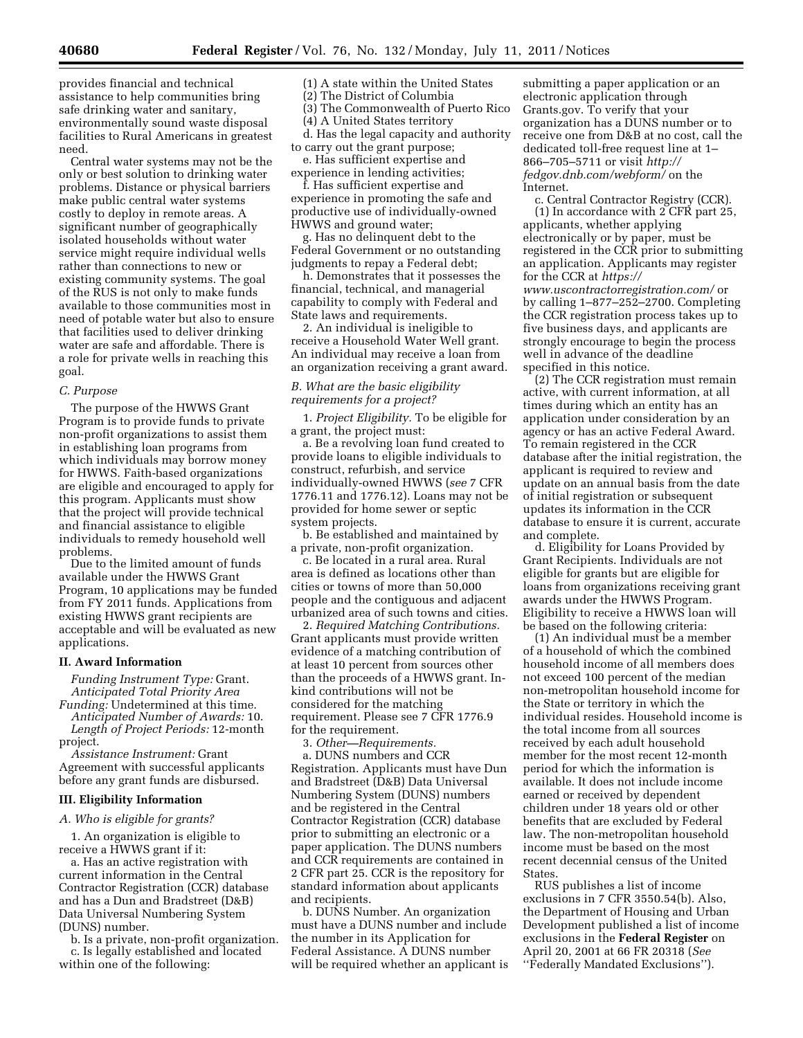provides financial and technical assistance to help communities bring safe drinking water and sanitary, environmentally sound waste disposal facilities to Rural Americans in greatest need.

Central water systems may not be the only or best solution to drinking water problems. Distance or physical barriers make public central water systems costly to deploy in remote areas. A significant number of geographically isolated households without water service might require individual wells rather than connections to new or existing community systems. The goal of the RUS is not only to make funds available to those communities most in need of potable water but also to ensure that facilities used to deliver drinking water are safe and affordable. There is a role for private wells in reaching this goal.

### *C. Purpose*

The purpose of the HWWS Grant Program is to provide funds to private non-profit organizations to assist them in establishing loan programs from which individuals may borrow money for HWWS. Faith-based organizations are eligible and encouraged to apply for this program. Applicants must show that the project will provide technical and financial assistance to eligible individuals to remedy household well problems.

Due to the limited amount of funds available under the HWWS Grant Program, 10 applications may be funded from FY 2011 funds. Applications from existing HWWS grant recipients are acceptable and will be evaluated as new applications.

## II. Award Information

*Funding Instrument Type:* Grant.

*Anticipated Total Priority Area Funding:* Undetermined at this time.

*Anticipated Number of Awards:* 10.

*Length of Project Periods:* 12-month project.

*Assistance Instrument:* Grant Agreement with successful applicants before any grant funds are disbursed.

## III. Eligibility Information

### *A. Who is eligible for grants?*

1. An organization is eligible to receive a HWWS grant if it:

a. Has an active registration with current information in the Central Contractor Registration (CCR) database and has a Dun and Bradstreet (D&B) Data Universal Numbering System (DUNS) number.

b. Is a private, non-profit organization.

c. Is legally established and located within one of the following:

(1) A state within the United States
(2) The District of Columbia
(3) The Commonwealth of Puerto Rico
(4) A United States territory

d. Has the legal capacity and authority to carry out the grant purpose;

e. Has sufficient expertise and experience in lending activities;

f. Has sufficient expertise and experience in promoting the safe and productive use of individually-owned HWWS and ground water;

g. Has no delinquent debt to the Federal Government or no outstanding judgments to repay a Federal debt;

h. Demonstrates that it possesses the financial, technical, and managerial capability to comply with Federal and State laws and requirements.

2. An individual is ineligible to receive a Household Water Well grant. An individual may receive a loan from an organization receiving a grant award.

### *B. What are the basic eligibility requirements for a project?*

1. *Project Eligibility.* To be eligible for a grant, the project must:

a. Be a revolving loan fund created to provide loans to eligible individuals to construct, refurbish, and service individually-owned HWWS (*see* 7 CFR 1776.11 and 1776.12). Loans may not be provided for home sewer or septic system projects.

b. Be established and maintained by a private, non-profit organization.

c. Be located in a rural area. Rural area is defined as locations other than cities or towns of more than 50,000 people and the contiguous and adjacent urbanized area of such towns and cities.

2. *Required Matching Contributions.* Grant applicants must provide written evidence of a matching contribution of at least 10 percent from sources other than the proceeds of a HWWS grant. In-kind contributions will not be considered for the matching requirement. Please see 7 CFR 1776.9 for the requirement.

3. *Other—Requirements.*

a. DUNS numbers and CCR Registration. Applicants must have Dun and Bradstreet (D&B) Data Universal Numbering System (DUNS) numbers and be registered in the Central Contractor Registration (CCR) database prior to submitting an electronic or a paper application. The DUNS numbers and CCR requirements are contained in 2 CFR part 25. CCR is the repository for standard information about applicants and recipients.

b. DUNS Number. An organization must have a DUNS number and include the number in its Application for Federal Assistance. A DUNS number will be required whether an applicant is submitting a paper application or an electronic application through Grants.gov. To verify that your organization has a DUNS number or to receive one from D&B at no cost, call the dedicated toll-free request line at 1–866–705–5711 or visit *http://fedgov.dnb.com/webform/* on the Internet.

c. Central Contractor Registry (CCR).

(1) In accordance with 2 CFR part 25, applicants, whether applying electronically or by paper, must be registered in the CCR prior to submitting an application. Applicants may register for the CCR at *https://www.uscontractorregistration.com/* or by calling 1–877–252–2700. Completing the CCR registration process takes up to five business days, and applicants are strongly encourage to begin the process well in advance of the deadline specified in this notice.

(2) The CCR registration must remain active, with current information, at all times during which an entity has an application under consideration by an agency or has an active Federal Award. To remain registered in the CCR database after the initial registration, the applicant is required to review and update on an annual basis from the date of initial registration or subsequent updates its information in the CCR database to ensure it is current, accurate and complete.

d. Eligibility for Loans Provided by Grant Recipients. Individuals are not eligible for grants but are eligible for loans from organizations receiving grant awards under the HWWS Program. Eligibility to receive a HWWS loan will be based on the following criteria:

(1) An individual must be a member of a household of which the combined household income of all members does not exceed 100 percent of the median non-metropolitan household income for the State or territory in which the individual resides. Household income is the total income from all sources received by each adult household member for the most recent 12-month period for which the information is available. It does not include income earned or received by dependent children under 18 years old or other benefits that are excluded by Federal law. The non-metropolitan household income must be based on the most recent decennial census of the United States.

RUS publishes a list of income exclusions in 7 CFR 3550.54(b). Also, the Department of Housing and Urban Development published a list of income exclusions in the **Federal Register** on April 20, 2001 at 66 FR 20318 (*See* ''Federally Mandated Exclusions'').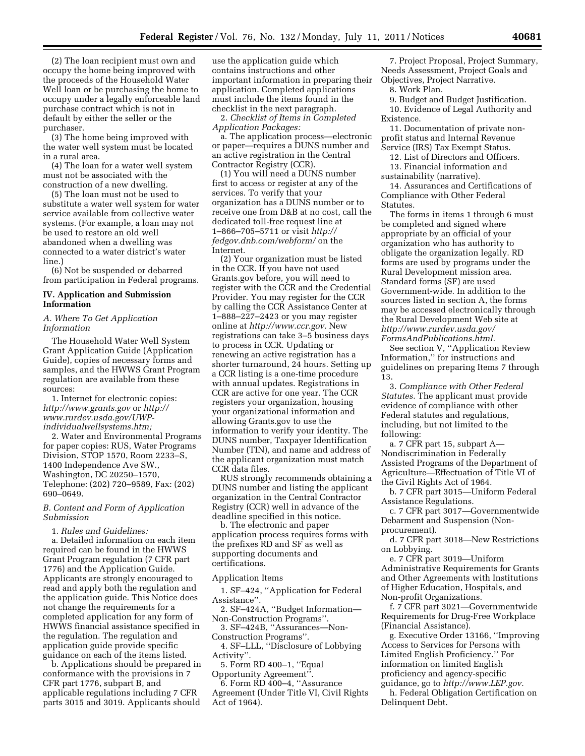(2) The loan recipient must own and occupy the home being improved with the proceeds of the Household Water Well loan or be purchasing the home to occupy under a legally enforceable land purchase contract which is not in default by either the seller or the purchaser.

(3) The home being improved with the water well system must be located in a rural area.

(4) The loan for a water well system must not be associated with the construction of a new dwelling.

(5) The loan must not be used to substitute a water well system for water service available from collective water systems. (For example, a loan may not be used to restore an old well abandoned when a dwelling was connected to a water district's water line.)

(6) Not be suspended or debarred from participation in Federal programs.

## IV. Application and Submission Information

### *A. Where To Get Application Information*

The Household Water Well System Grant Application Guide (Application Guide), copies of necessary forms and samples, and the HWWS Grant Program regulation are available from these sources:

1. Internet for electronic copies: *http://www.grants.gov* or *http://www.rurdev.usda.gov/UWP-individualwellsystems.htm;*

2. Water and Environmental Programs for paper copies: RUS, Water Programs Division, STOP 1570, Room 2233–S, 1400 Independence Ave SW., Washington, DC 20250–1570, Telephone: (202) 720–9589, Fax: (202) 690–0649.

### *B. Content and Form of Application Submission*

1. *Rules and Guidelines:*

a. Detailed information on each item required can be found in the HWWS Grant Program regulation (7 CFR part 1776) and the Application Guide. Applicants are strongly encouraged to read and apply both the regulation and the application guide. This Notice does not change the requirements for a completed application for any form of HWWS financial assistance specified in the regulation. The regulation and application guide provide specific guidance on each of the items listed.

b. Applications should be prepared in conformance with the provisions in 7 CFR part 1776, subpart B, and applicable regulations including 7 CFR parts 3015 and 3019. Applicants should use the application guide which contains instructions and other important information in preparing their application. Completed applications must include the items found in the checklist in the next paragraph.

2. *Checklist of Items in Completed Application Packages:*

a. The application process—electronic or paper—requires a DUNS number and an active registration in the Central Contractor Registry (CCR).

(1) You will need a DUNS number first to access or register at any of the services. To verify that your organization has a DUNS number or to receive one from D&B at no cost, call the dedicated toll-free request line at 1–866–705–5711 or visit *http://fedgov.dnb.com/webform/* on the Internet.

(2) Your organization must be listed in the CCR. If you have not used Grants.gov before, you will need to register with the CCR and the Credential Provider. You may register for the CCR by calling the CCR Assistance Center at 1–888–227–2423 or you may register online at *http://www.ccr.gov.* New registrations can take 3–5 business days to process in CCR. Updating or renewing an active registration has a shorter turnaround, 24 hours. Setting up a CCR listing is a one-time procedure with annual updates. Registrations in CCR are active for one year. The CCR registers your organization, housing your organizational information and allowing Grants.gov to use the information to verify your identity. The DUNS number, Taxpayer Identification Number (TIN), and name and address of the applicant organization must match CCR data files.

RUS strongly recommends obtaining a DUNS number and listing the applicant organization in the Central Contractor Registry (CCR) well in advance of the deadline specified in this notice.

b. The electronic and paper application process requires forms with the prefixes RD and SF as well as supporting documents and certifications.

Application Items

1. SF–424, ''Application for Federal Assistance''.
2. SF–424A, ''Budget Information—Non-Construction Programs''.
3. SF–424B, ''Assurances—Non-Construction Programs''.
4. SF–LLL, ''Disclosure of Lobbying Activity''.
5. Form RD 400–1, ''Equal Opportunity Agreement''.
6. Form RD 400–4, ''Assurance Agreement (Under Title VI, Civil Rights Act of 1964).
7. Project Proposal, Project Summary, Needs Assessment, Project Goals and Objectives, Project Narrative.
8. Work Plan.
9. Budget and Budget Justification.
10. Evidence of Legal Authority and Existence.
11. Documentation of private non-profit status and Internal Revenue Service (IRS) Tax Exempt Status.
12. List of Directors and Officers.
13. Financial information and sustainability (narrative).
14. Assurances and Certifications of Compliance with Other Federal Statutes.

The forms in items 1 through 6 must be completed and signed where appropriate by an official of your organization who has authority to obligate the organization legally. RD forms are used by programs under the Rural Development mission area. Standard forms (SF) are used Government-wide. In addition to the sources listed in section A, the forms may be accessed electronically through the Rural Development Web site at *http://www.rurdev.usda.gov/FormsAndPublications.html.*

See section V, ''Application Review Information,'' for instructions and guidelines on preparing Items 7 through 13.

3. *Compliance with Other Federal Statutes.* The applicant must provide evidence of compliance with other Federal statutes and regulations, including, but not limited to the following:

a. 7 CFR part 15, subpart A—Nondiscrimination in Federally Assisted Programs of the Department of Agriculture—Effectuation of Title VI of the Civil Rights Act of 1964.

b. 7 CFR part 3015—Uniform Federal Assistance Regulations.

c. 7 CFR part 3017—Governmentwide Debarment and Suspension (Non-procurement).

d. 7 CFR part 3018—New Restrictions on Lobbying.

e. 7 CFR part 3019—Uniform Administrative Requirements for Grants and Other Agreements with Institutions of Higher Education, Hospitals, and Non-profit Organizations.

f. 7 CFR part 3021—Governmentwide Requirements for Drug-Free Workplace (Financial Assistance).

g. Executive Order 13166, ''Improving Access to Services for Persons with Limited English Proficiency.'' For information on limited English proficiency and agency-specific guidance, go to *http://www.LEP.gov.*

h. Federal Obligation Certification on Delinquent Debt.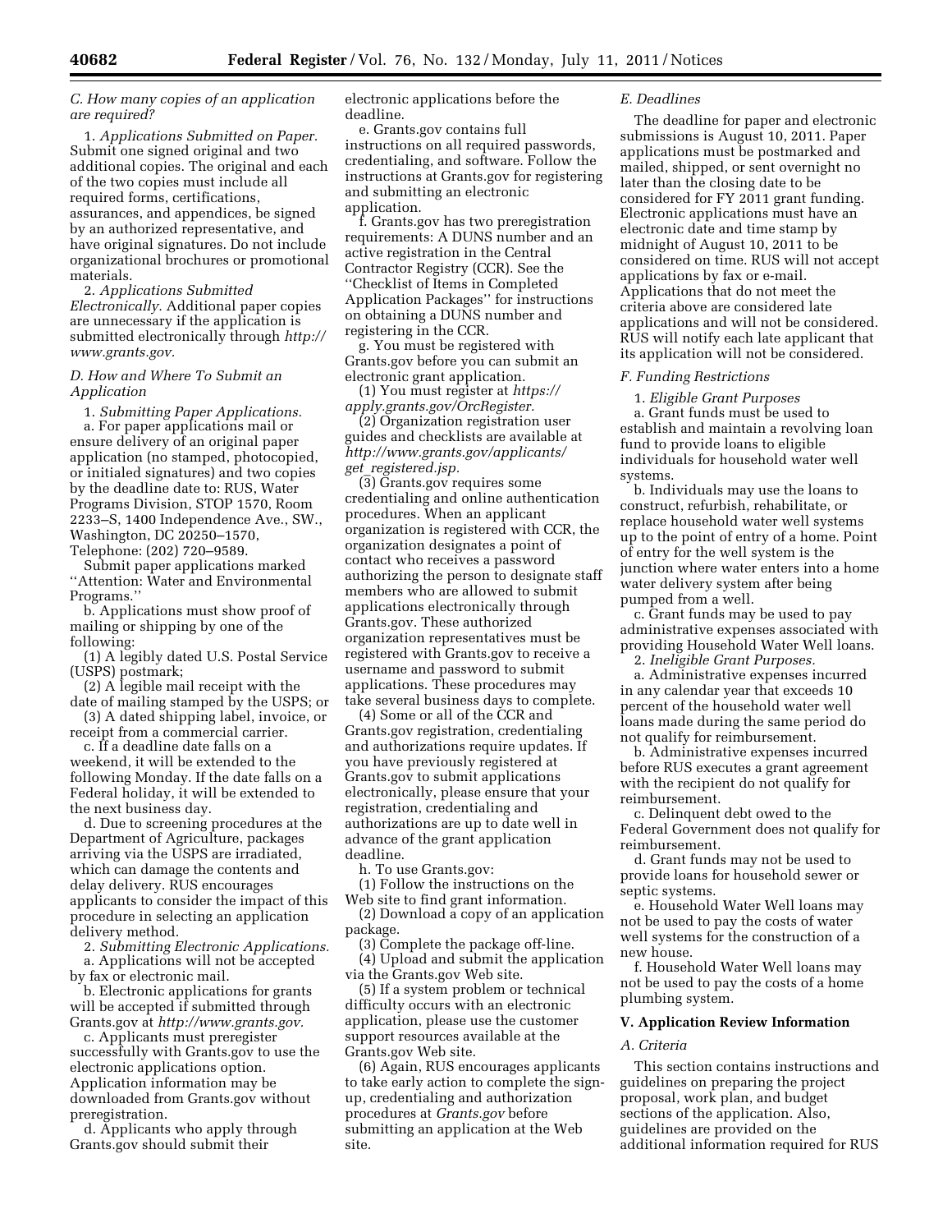### C. How many copies of an application are required?

1. *Applications Submitted on Paper.* Submit one signed original and two additional copies. The original and each of the two copies must include all required forms, certifications, assurances, and appendices, be signed by an authorized representative, and have original signatures. Do not include organizational brochures or promotional materials.

2. *Applications Submitted Electronically.* Additional paper copies are unnecessary if the application is submitted electronically through *http://www.grants.gov.*

### D. How and Where To Submit an Application

1. *Submitting Paper Applications.*

a. For paper applications mail or ensure delivery of an original paper application (no stamped, photocopied, or initialed signatures) and two copies by the deadline date to: RUS, Water Programs Division, STOP 1570, Room 2233–S, 1400 Independence Ave., SW., Washington, DC 20250–1570, Telephone: (202) 720–9589.

Submit paper applications marked ''Attention: Water and Environmental Programs.''

b. Applications must show proof of mailing or shipping by one of the following:

(1) A legibly dated U.S. Postal Service (USPS) postmark;

(2) A legible mail receipt with the date of mailing stamped by the USPS; or

(3) A dated shipping label, invoice, or receipt from a commercial carrier.

c. If a deadline date falls on a weekend, it will be extended to the following Monday. If the date falls on a Federal holiday, it will be extended to the next business day.

d. Due to screening procedures at the Department of Agriculture, packages arriving via the USPS are irradiated, which can damage the contents and delay delivery. RUS encourages applicants to consider the impact of this procedure in selecting an application delivery method.

2. *Submitting Electronic Applications.*

a. Applications will not be accepted by fax or electronic mail.

b. Electronic applications for grants will be accepted if submitted through Grants.gov at *http://www.grants.gov.*

c. Applicants must preregister successfully with Grants.gov to use the electronic applications option. Application information may be downloaded from Grants.gov without preregistration.

d. Applicants who apply through Grants.gov should submit their electronic applications before the deadline.

e. Grants.gov contains full instructions on all required passwords, credentialing, and software. Follow the instructions at Grants.gov for registering and submitting an electronic application.

f. Grants.gov has two preregistration requirements: A DUNS number and an active registration in the Central Contractor Registry (CCR). See the ''Checklist of Items in Completed Application Packages'' for instructions on obtaining a DUNS number and registering in the CCR.

g. You must be registered with Grants.gov before you can submit an electronic grant application.

(1) You must register at *https://apply.grants.gov/OrcRegister*.

(2) Organization registration user guides and checklists are available at *http://www.grants.gov/applicants/get_registered.jsp.*

(3) Grants.gov requires some credentialing and online authentication procedures. When an applicant organization is registered with CCR, the organization designates a point of contact who receives a password authorizing the person to designate staff members who are allowed to submit applications electronically through Grants.gov. These authorized organization representatives must be registered with Grants.gov to receive a username and password to submit applications. These procedures may take several business days to complete.

(4) Some or all of the CCR and Grants.gov registration, credentialing and authorizations require updates. If you have previously registered at Grants.gov to submit applications electronically, please ensure that your registration, credentialing and authorizations are up to date well in advance of the grant application deadline.

h. To use Grants.gov:

(1) Follow the instructions on the Web site to find grant information.

(2) Download a copy of an application package.

(3) Complete the package off-line.

(4) Upload and submit the application via the Grants.gov Web site.

(5) If a system problem or technical difficulty occurs with an electronic application, please use the customer support resources available at the Grants.gov Web site.

(6) Again, RUS encourages applicants to take early action to complete the sign-up, credentialing and authorization procedures at *Grants.gov* before submitting an application at the Web site.

### E. Deadlines

The deadline for paper and electronic submissions is August 10, 2011. Paper applications must be postmarked and mailed, shipped, or sent overnight no later than the closing date to be considered for FY 2011 grant funding. Electronic applications must have an electronic date and time stamp by midnight of August 10, 2011 to be considered on time. RUS will not accept applications by fax or e-mail. Applications that do not meet the criteria above are considered late applications and will not be considered. RUS will notify each late applicant that its application will not be considered.

### F. Funding Restrictions

1. *Eligible Grant Purposes*

a. Grant funds must be used to establish and maintain a revolving loan fund to provide loans to eligible individuals for household water well systems.

b. Individuals may use the loans to construct, refurbish, rehabilitate, or replace household water well systems up to the point of entry of a home. Point of entry for the well system is the junction where water enters into a home water delivery system after being pumped from a well.

c. Grant funds may be used to pay administrative expenses associated with providing Household Water Well loans.

2. *Ineligible Grant Purposes.*

a. Administrative expenses incurred in any calendar year that exceeds 10 percent of the household water well loans made during the same period do not qualify for reimbursement.

b. Administrative expenses incurred before RUS executes a grant agreement with the recipient do not qualify for reimbursement.

c. Delinquent debt owed to the Federal Government does not qualify for reimbursement.

d. Grant funds may not be used to provide loans for household sewer or septic systems.

e. Household Water Well loans may not be used to pay the costs of water well systems for the construction of a new house.

f. Household Water Well loans may not be used to pay the costs of a home plumbing system.

## V. Application Review Information

### A. Criteria

This section contains instructions and guidelines on preparing the project proposal, work plan, and budget sections of the application. Also, guidelines are provided on the additional information required for RUS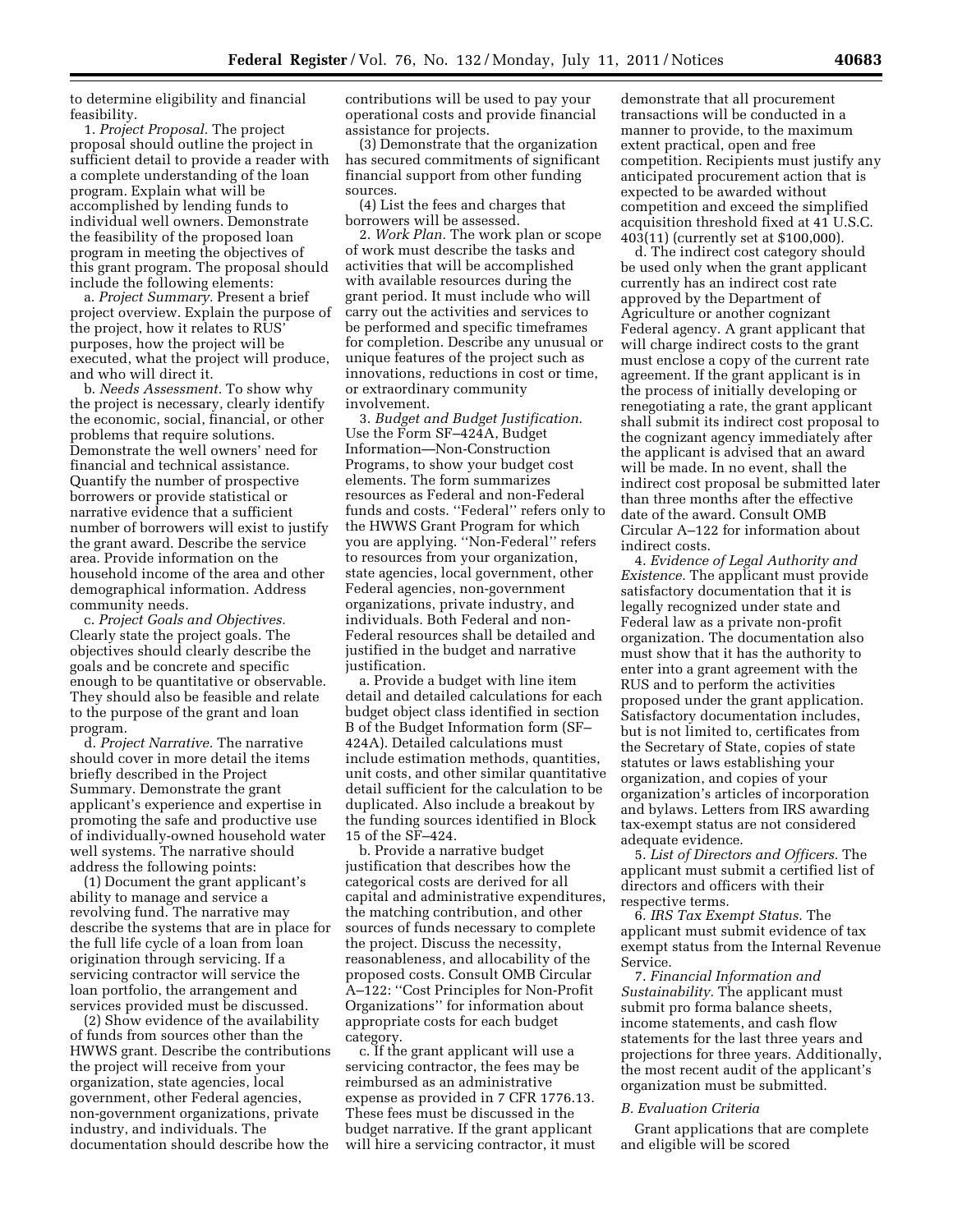to determine eligibility and financial feasibility.

1. *Project Proposal.* The project proposal should outline the project in sufficient detail to provide a reader with a complete understanding of the loan program. Explain what will be accomplished by lending funds to individual well owners. Demonstrate the feasibility of the proposed loan program in meeting the objectives of this grant program. The proposal should include the following elements:

a. *Project Summary.* Present a brief project overview. Explain the purpose of the project, how it relates to RUS' purposes, how the project will be executed, what the project will produce, and who will direct it.

b. *Needs Assessment.* To show why the project is necessary, clearly identify the economic, social, financial, or other problems that require solutions. Demonstrate the well owners' need for financial and technical assistance. Quantify the number of prospective borrowers or provide statistical or narrative evidence that a sufficient number of borrowers will exist to justify the grant award. Describe the service area. Provide information on the household income of the area and other demographical information. Address community needs.

c. *Project Goals and Objectives.* Clearly state the project goals. The objectives should clearly describe the goals and be concrete and specific enough to be quantitative or observable. They should also be feasible and relate to the purpose of the grant and loan program.

d. *Project Narrative.* The narrative should cover in more detail the items briefly described in the Project Summary. Demonstrate the grant applicant's experience and expertise in promoting the safe and productive use of individually-owned household water well systems. The narrative should address the following points:

(1) Document the grant applicant's ability to manage and service a revolving fund. The narrative may describe the systems that are in place for the full life cycle of a loan from loan origination through servicing. If a servicing contractor will service the loan portfolio, the arrangement and services provided must be discussed.

(2) Show evidence of the availability of funds from sources other than the HWWS grant. Describe the contributions the project will receive from your organization, state agencies, local government, other Federal agencies, non-government organizations, private industry, and individuals. The documentation should describe how the contributions will be used to pay your operational costs and provide financial assistance for projects.

(3) Demonstrate that the organization has secured commitments of significant financial support from other funding sources.

(4) List the fees and charges that borrowers will be assessed.

2. *Work Plan.* The work plan or scope of work must describe the tasks and activities that will be accomplished with available resources during the grant period. It must include who will carry out the activities and services to be performed and specific timeframes for completion. Describe any unusual or unique features of the project such as innovations, reductions in cost or time, or extraordinary community involvement.

3. *Budget and Budget Justification.* Use the Form SF–424A, Budget Information—Non-Construction Programs, to show your budget cost elements. The form summarizes resources as Federal and non-Federal funds and costs. ''Federal'' refers only to the HWWS Grant Program for which you are applying. ''Non-Federal'' refers to resources from your organization, state agencies, local government, other Federal agencies, non-government organizations, private industry, and individuals. Both Federal and non-Federal resources shall be detailed and justified in the budget and narrative justification.

a. Provide a budget with line item detail and detailed calculations for each budget object class identified in section B of the Budget Information form (SF–424A). Detailed calculations must include estimation methods, quantities, unit costs, and other similar quantitative detail sufficient for the calculation to be duplicated. Also include a breakout by the funding sources identified in Block 15 of the SF–424.

b. Provide a narrative budget justification that describes how the categorical costs are derived for all capital and administrative expenditures, the matching contribution, and other sources of funds necessary to complete the project. Discuss the necessity, reasonableness, and allocability of the proposed costs. Consult OMB Circular A–122: ''Cost Principles for Non-Profit Organizations'' for information about appropriate costs for each budget category.

c. If the grant applicant will use a servicing contractor, the fees may be reimbursed as an administrative expense as provided in 7 CFR 1776.13. These fees must be discussed in the budget narrative. If the grant applicant will hire a servicing contractor, it must demonstrate that all procurement transactions will be conducted in a manner to provide, to the maximum extent practical, open and free competition. Recipients must justify any anticipated procurement action that is expected to be awarded without competition and exceed the simplified acquisition threshold fixed at 41 U.S.C. 403(11) (currently set at $100,000).

d. The indirect cost category should be used only when the grant applicant currently has an indirect cost rate approved by the Department of Agriculture or another cognizant Federal agency. A grant applicant that will charge indirect costs to the grant must enclose a copy of the current rate agreement. If the grant applicant is in the process of initially developing or renegotiating a rate, the grant applicant shall submit its indirect cost proposal to the cognizant agency immediately after the applicant is advised that an award will be made. In no event, shall the indirect cost proposal be submitted later than three months after the effective date of the award. Consult OMB Circular A–122 for information about indirect costs.

4. *Evidence of Legal Authority and Existence.* The applicant must provide satisfactory documentation that it is legally recognized under state and Federal law as a private non-profit organization. The documentation also must show that it has the authority to enter into a grant agreement with the RUS and to perform the activities proposed under the grant application. Satisfactory documentation includes, but is not limited to, certificates from the Secretary of State, copies of state statutes or laws establishing your organization, and copies of your organization's articles of incorporation and bylaws. Letters from IRS awarding tax-exempt status are not considered adequate evidence.

5. *List of Directors and Officers.* The applicant must submit a certified list of directors and officers with their respective terms.

6. *IRS Tax Exempt Status.* The applicant must submit evidence of tax exempt status from the Internal Revenue Service.

7. *Financial Information and Sustainability.* The applicant must submit pro forma balance sheets, income statements, and cash flow statements for the last three years and projections for three years. Additionally, the most recent audit of the applicant's organization must be submitted.

### *B. Evaluation Criteria*

Grant applications that are complete and eligible will be scored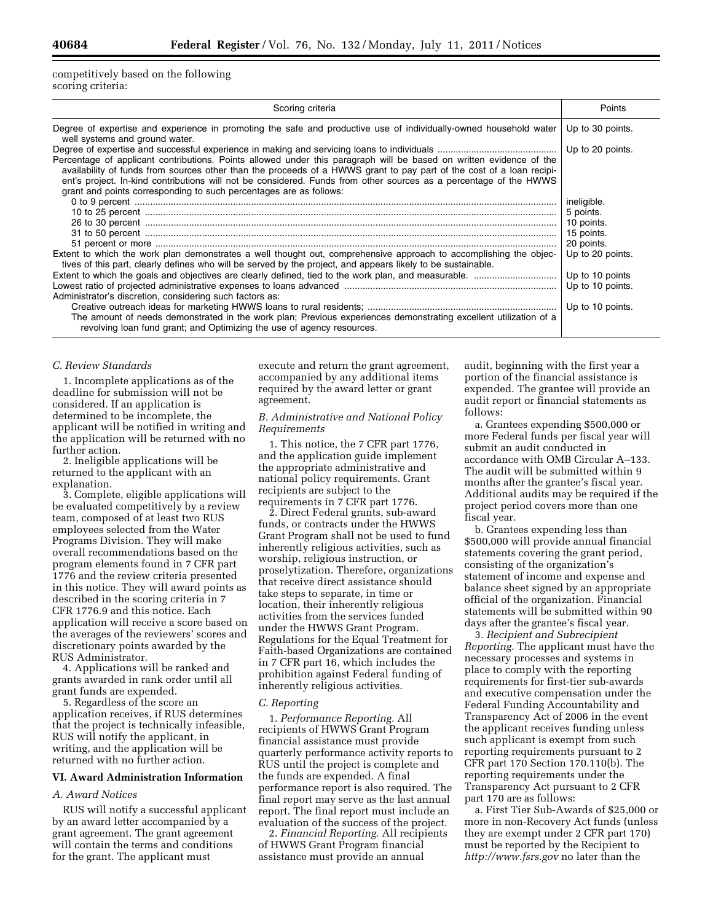competitively based on the following scoring criteria:

| Scoring criteria | Points |
|---|---|
| Degree of expertise and experience in promoting the safe and productive use of individually-owned household water well systems and ground water. | Up to 30 points. |
| Degree of expertise and successful experience in making and servicing loans to individuals | Up to 20 points. |
| Percentage of applicant contributions. Points allowed under this paragraph will be based on written evidence of the availability of funds from sources other than the proceeds of a HWWS grant to pay part of the cost of a loan recipient's project. In-kind contributions will not be considered. Funds from other sources as a percentage of the HWWS grant and points corresponding to such percentages are as follows: | |
| 0 to 9 percent | ineligible. |
| 10 to 25 percent | 5 points. |
| 26 to 30 percent | 10 points. |
| 31 to 50 percent | 15 points. |
| 51 percent or more | 20 points. |
| Extent to which the work plan demonstrates a well thought out, comprehensive approach to accomplishing the objectives of this part, clearly defines who will be served by the project, and appears likely to be sustainable. | Up to 20 points. |
| Extent to which the goals and objectives are clearly defined, tied to the work plan, and measurable. | Up to 10 points |
| Lowest ratio of projected administrative expenses to loans advanced | Up to 10 points. |
| Administrator's discretion, considering such factors as: | |
| Creative outreach ideas for marketing HWWS loans to rural residents; | Up to 10 points. |
| The amount of needs demonstrated in the work plan; Previous experiences demonstrating excellent utilization of a revolving loan fund grant; and Optimizing the use of agency resources. | |

*C. Review Standards*

1. Incomplete applications as of the deadline for submission will not be considered. If an application is determined to be incomplete, the applicant will be notified in writing and the application will be returned with no further action.

2. Ineligible applications will be returned to the applicant with an explanation.

3. Complete, eligible applications will be evaluated competitively by a review team, composed of at least two RUS employees selected from the Water Programs Division. They will make overall recommendations based on the program elements found in 7 CFR part 1776 and the review criteria presented in this notice. They will award points as described in the scoring criteria in 7 CFR 1776.9 and this notice. Each application will receive a score based on the averages of the reviewers' scores and discretionary points awarded by the RUS Administrator.

4. Applications will be ranked and grants awarded in rank order until all grant funds are expended.

5. Regardless of the score an application receives, if RUS determines that the project is technically infeasible, RUS will notify the applicant, in writing, and the application will be returned with no further action.

## VI. Award Administration Information

*A. Award Notices*

RUS will notify a successful applicant by an award letter accompanied by a grant agreement. The grant agreement will contain the terms and conditions for the grant. The applicant must execute and return the grant agreement, accompanied by any additional items required by the award letter or grant agreement.

*B. Administrative and National Policy Requirements*

1. This notice, the 7 CFR part 1776, and the application guide implement the appropriate administrative and national policy requirements. Grant recipients are subject to the requirements in 7 CFR part 1776.

2. Direct Federal grants, sub-award funds, or contracts under the HWWS Grant Program shall not be used to fund inherently religious activities, such as worship, religious instruction, or proselytization. Therefore, organizations that receive direct assistance should take steps to separate, in time or location, their inherently religious activities from the services funded under the HWWS Grant Program. Regulations for the Equal Treatment for Faith-based Organizations are contained in 7 CFR part 16, which includes the prohibition against Federal funding of inherently religious activities.

*C. Reporting*

1. *Performance Reporting.* All recipients of HWWS Grant Program financial assistance must provide quarterly performance activity reports to RUS until the project is complete and the funds are expended. A final performance report is also required. The final report may serve as the last annual report. The final report must include an evaluation of the success of the project.

2. *Financial Reporting.* All recipients of HWWS Grant Program financial assistance must provide an annual audit, beginning with the first year a portion of the financial assistance is expended. The grantee will provide an audit report or financial statements as follows:

a. Grantees expending $500,000 or more Federal funds per fiscal year will submit an audit conducted in accordance with OMB Circular A–133. The audit will be submitted within 9 months after the grantee's fiscal year. Additional audits may be required if the project period covers more than one fiscal year.

b. Grantees expending less than $500,000 will provide annual financial statements covering the grant period, consisting of the organization's statement of income and expense and balance sheet signed by an appropriate official of the organization. Financial statements will be submitted within 90 days after the grantee's fiscal year.

3. *Recipient and Subrecipient Reporting.* The applicant must have the necessary processes and systems in place to comply with the reporting requirements for first-tier sub-awards and executive compensation under the Federal Funding Accountability and Transparency Act of 2006 in the event the applicant receives funding unless such applicant is exempt from such reporting requirements pursuant to 2 CFR part 170 Section 170.110(b). The reporting requirements under the Transparency Act pursuant to 2 CFR part 170 are as follows:

a. First Tier Sub-Awards of $25,000 or more in non-Recovery Act funds (unless they are exempt under 2 CFR part 170) must be reported by the Recipient to *http://www.fsrs.gov* no later than the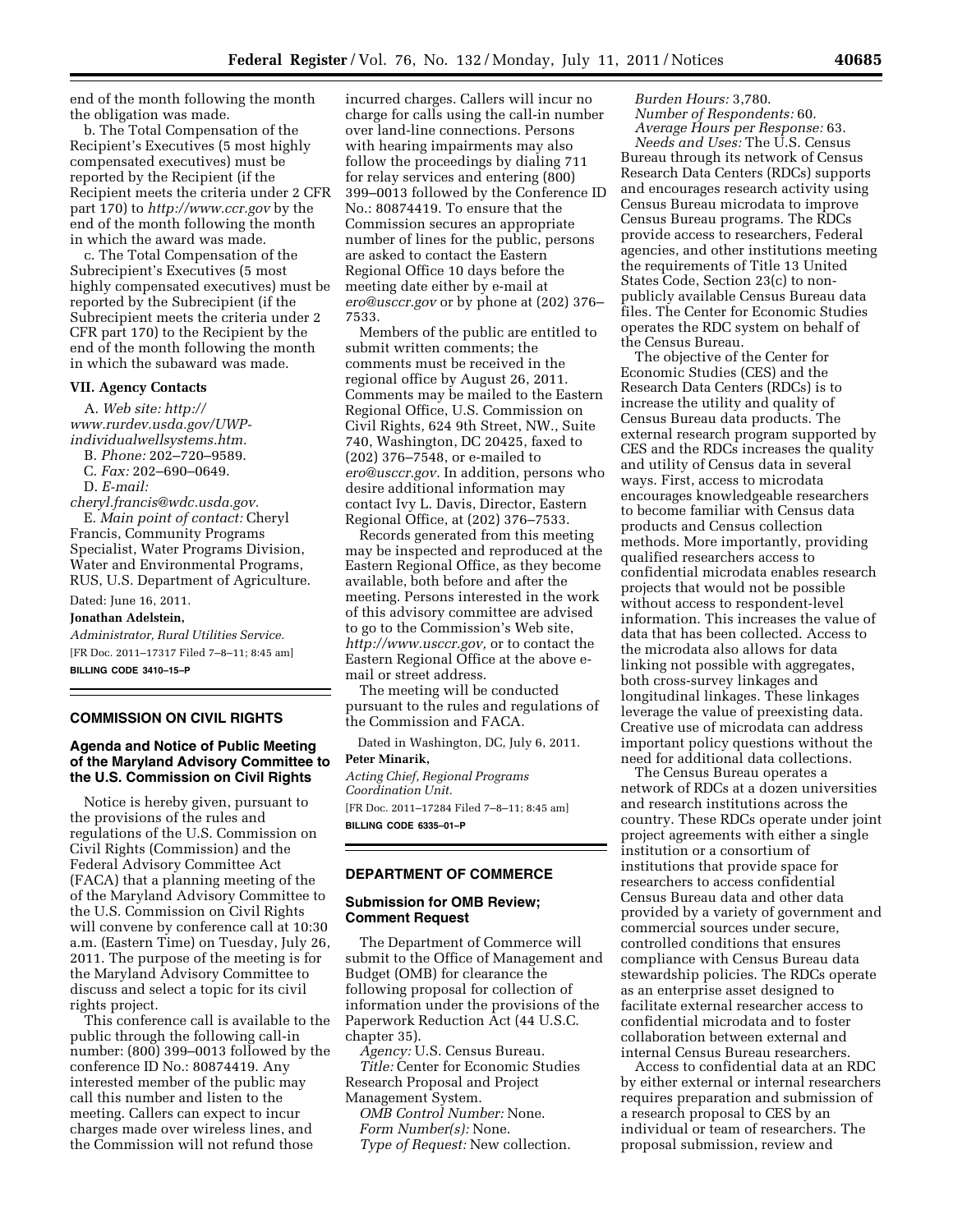end of the month following the month the obligation was made.

b. The Total Compensation of the Recipient's Executives (5 most highly compensated executives) must be reported by the Recipient (if the Recipient meets the criteria under 2 CFR part 170) to *http://www.ccr.gov* by the end of the month following the month in which the award was made.

c. The Total Compensation of the Subrecipient's Executives (5 most highly compensated executives) must be reported by the Subrecipient (if the Subrecipient meets the criteria under 2 CFR part 170) to the Recipient by the end of the month following the month in which the subaward was made.

### VII. Agency Contacts

A. *Web site: http://www.rurdev.usda.gov/UWP-individualwellsystems.htm.*

B. *Phone:* 202–720–9589.

C. *Fax:* 202–690–0649.

D. *E-mail: cheryl.francis@wdc.usda.gov.*

E. *Main point of contact:* Cheryl Francis, Community Programs Specialist, Water Programs Division, Water and Environmental Programs, RUS, U.S. Department of Agriculture.

Dated: June 16, 2011.

**Jonathan Adelstein,**

*Administrator, Rural Utilities Service.*

[FR Doc. 2011–17317 Filed 7–8–11; 8:45 am]

**BILLING CODE 3410–15–P**

## COMMISSION ON CIVIL RIGHTS

### Agenda and Notice of Public Meeting of the Maryland Advisory Committee to the U.S. Commission on Civil Rights

Notice is hereby given, pursuant to the provisions of the rules and regulations of the U.S. Commission on Civil Rights (Commission) and the Federal Advisory Committee Act (FACA) that a planning meeting of the Maryland Advisory Committee to the U.S. Commission on Civil Rights will convene by conference call at 10:30 a.m. (Eastern Time) on Tuesday, July 26, 2011. The purpose of the meeting is for the Maryland Advisory Committee to discuss and select a topic for its civil rights project.

This conference call is available to the public through the following call-in number: (800) 399–0013 followed by the conference ID No.: 80874419. Any interested member of the public may call this number and listen to the meeting. Callers can expect to incur charges made over wireless lines, and the Commission will not refund those incurred charges. Callers will incur no charge for calls using the call-in number over land-line connections. Persons with hearing impairments may also follow the proceedings by dialing 711 for relay services and entering (800) 399–0013 followed by the Conference ID No.: 80874419. To ensure that the Commission secures an appropriate number of lines for the public, persons are asked to contact the Eastern Regional Office 10 days before the meeting date either by e-mail at *ero@usccr.gov* or by phone at (202) 376–7533.

Members of the public are entitled to submit written comments; the comments must be received in the regional office by August 26, 2011. Comments may be mailed to the Eastern Regional Office, U.S. Commission on Civil Rights, 624 9th Street, NW., Suite 740, Washington, DC 20425, faxed to (202) 376–7548, or e-mailed to *ero@usccr.gov.* In addition, persons who desire additional information may contact Ivy L. Davis, Director, Eastern Regional Office, at (202) 376–7533.

Records generated from this meeting may be inspected and reproduced at the Eastern Regional Office, as they become available, both before and after the meeting. Persons interested in the work of this advisory committee are advised to go to the Commission's Web site, *http://www.usccr.gov,* or to contact the Eastern Regional Office at the above e-mail or street address.

The meeting will be conducted pursuant to the rules and regulations of the Commission and FACA.

Dated in Washington, DC, July 6, 2011.

**Peter Minarik,**

*Acting Chief, Regional Programs Coordination Unit.*

[FR Doc. 2011–17284 Filed 7–8–11; 8:45 am]

**BILLING CODE 6335–01–P**

## DEPARTMENT OF COMMERCE

### Submission for OMB Review; Comment Request

The Department of Commerce will submit to the Office of Management and Budget (OMB) for clearance the following proposal for collection of information under the provisions of the Paperwork Reduction Act (44 U.S.C. chapter 35).

*Agency:* U.S. Census Bureau.

*Title:* Center for Economic Studies Research Proposal and Project Management System.

*OMB Control Number:* None.

*Form Number(s):* None.

*Type of Request:* New collection.

*Burden Hours:* 3,780.

*Number of Respondents:* 60.

*Average Hours per Response:* 63.

*Needs and Uses:* The U.S. Census Bureau through its network of Census Research Data Centers (RDCs) supports and encourages research activity using Census Bureau microdata to improve Census Bureau programs. The RDCs provide access to researchers, Federal agencies, and other institutions meeting the requirements of Title 13 United States Code, Section 23(c) to non-publicly available Census Bureau data files. The Center for Economic Studies operates the RDC system on behalf of the Census Bureau.

The objective of the Center for Economic Studies (CES) and the Research Data Centers (RDCs) is to increase the utility and quality of Census Bureau data products. The external research program supported by CES and the RDCs increases the quality and utility of Census data in several ways. First, access to microdata encourages knowledgeable researchers to become familiar with Census data products and Census collection methods. More importantly, providing qualified researchers access to confidential microdata enables research projects that would not be possible without access to respondent-level information. This increases the value of data that has been collected. Access to the microdata also allows for data linking not possible with aggregates, both cross-survey linkages and longitudinal linkages. These linkages leverage the value of preexisting data. Creative use of microdata can address important policy questions without the need for additional data collections.

The Census Bureau operates a network of RDCs at a dozen universities and research institutions across the country. These RDCs operate under joint project agreements with either a single institution or a consortium of institutions that provide space for researchers to access confidential Census Bureau data and other data provided by a variety of government and commercial sources under secure, controlled conditions that ensures compliance with Census Bureau data stewardship policies. The RDCs operate as an enterprise asset designed to facilitate external researcher access to confidential microdata and to foster collaboration between external and internal Census Bureau researchers.

Access to confidential data at an RDC by either external or internal researchers requires preparation and submission of a research proposal to CES by an individual or team of researchers. The proposal submission, review and